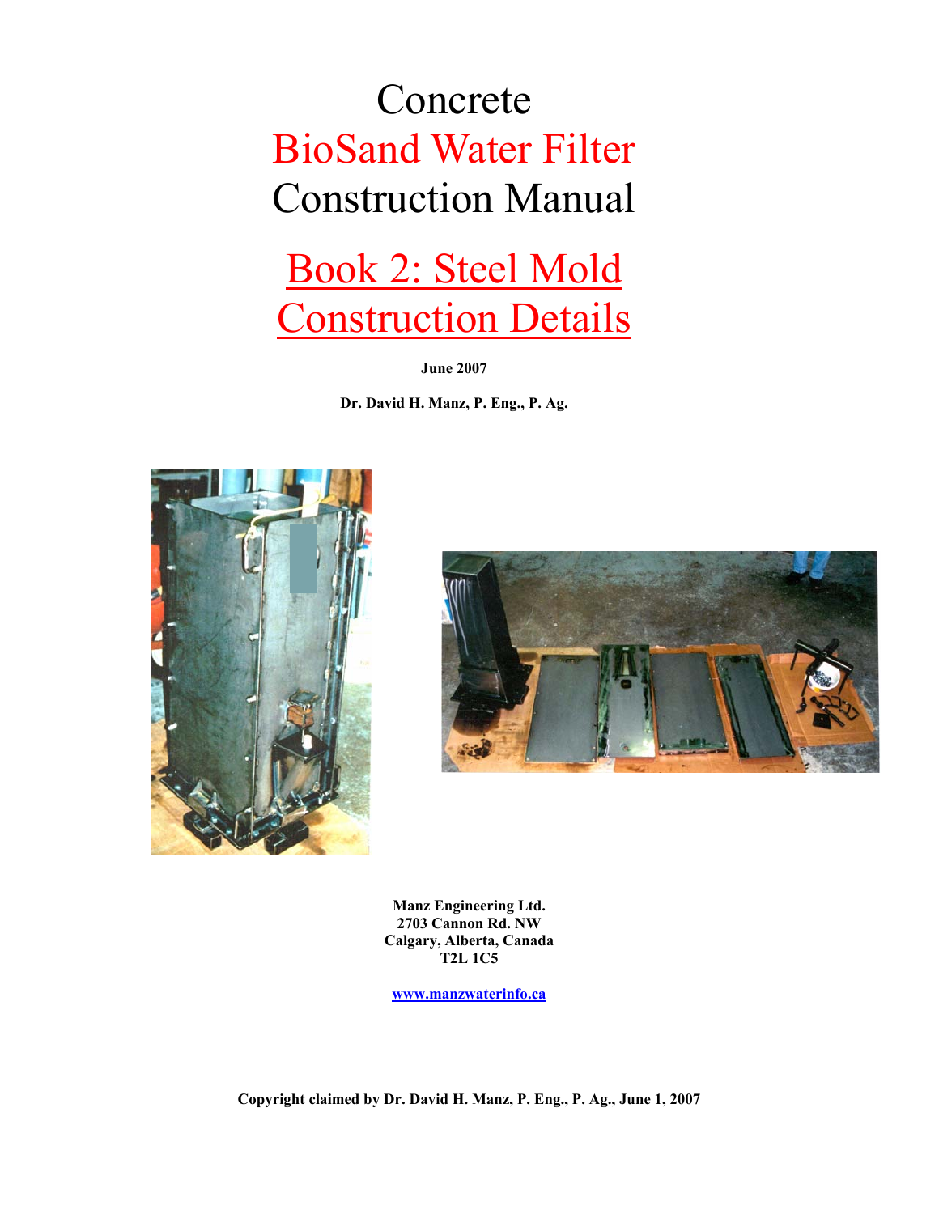# Concrete BioSand Water Filter Construction Manual

## Book 2: Steel Mold Construction Details

**June 2007**

**Dr. David H. Manz, P. Eng., P. Ag.**

**Manz Engineering Ltd.**
**2703 Cannon Rd. NW**
**Calgary, Alberta, Canada**
**T2L 1C5**

**www.manzwaterinfo.ca**

**Copyright claimed by Dr. David H. Manz, P. Eng., P. Ag., June 1, 2007**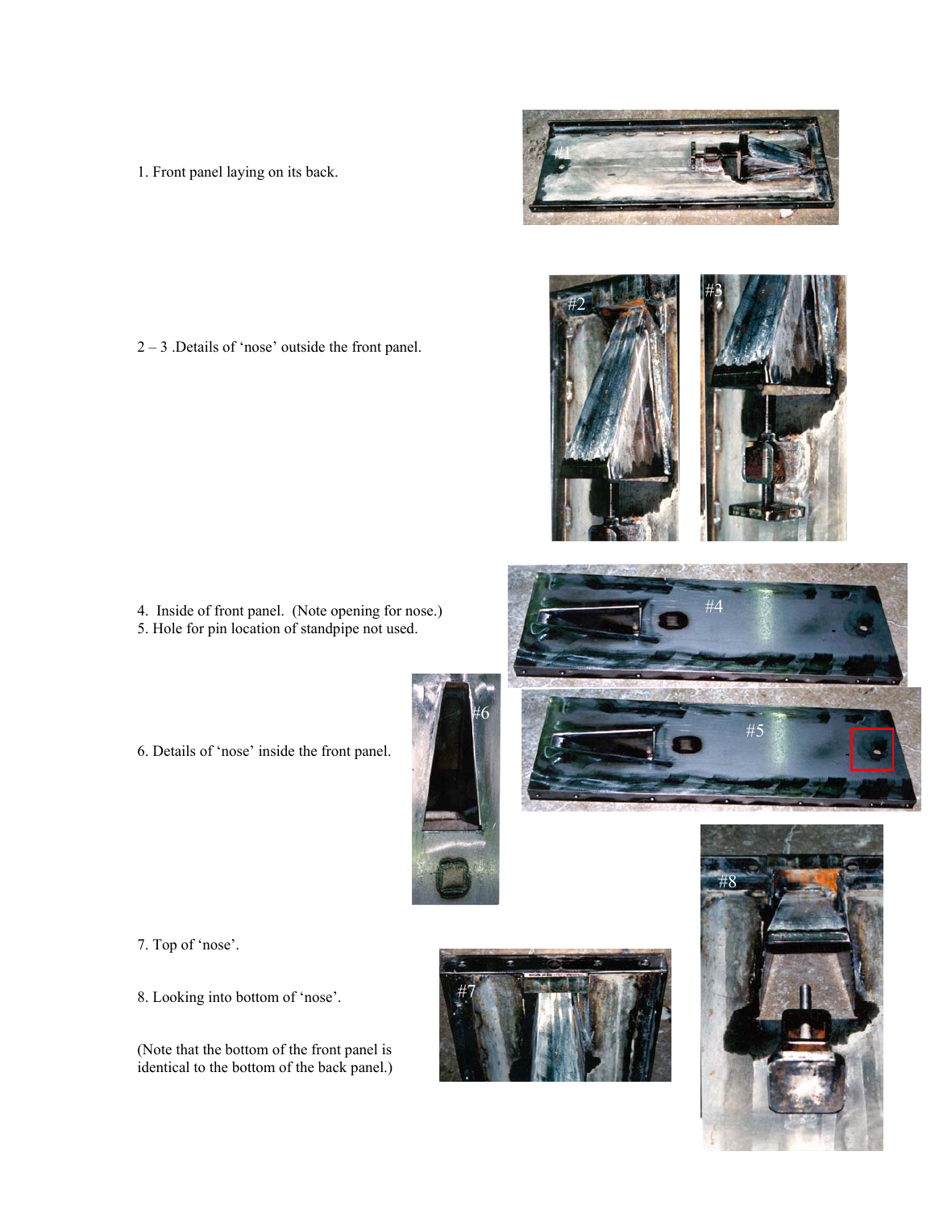1. Front panel laying on its back.

2 – 3 .Details of 'nose' outside the front panel.

4. Inside of front panel. (Note opening for nose.)
5. Hole for pin location of standpipe not used.

6. Details of 'nose' inside the front panel.

7. Top of 'nose'.

8. Looking into bottom of 'nose'.

(Note that the bottom of the front panel is identical to the bottom of the back panel.)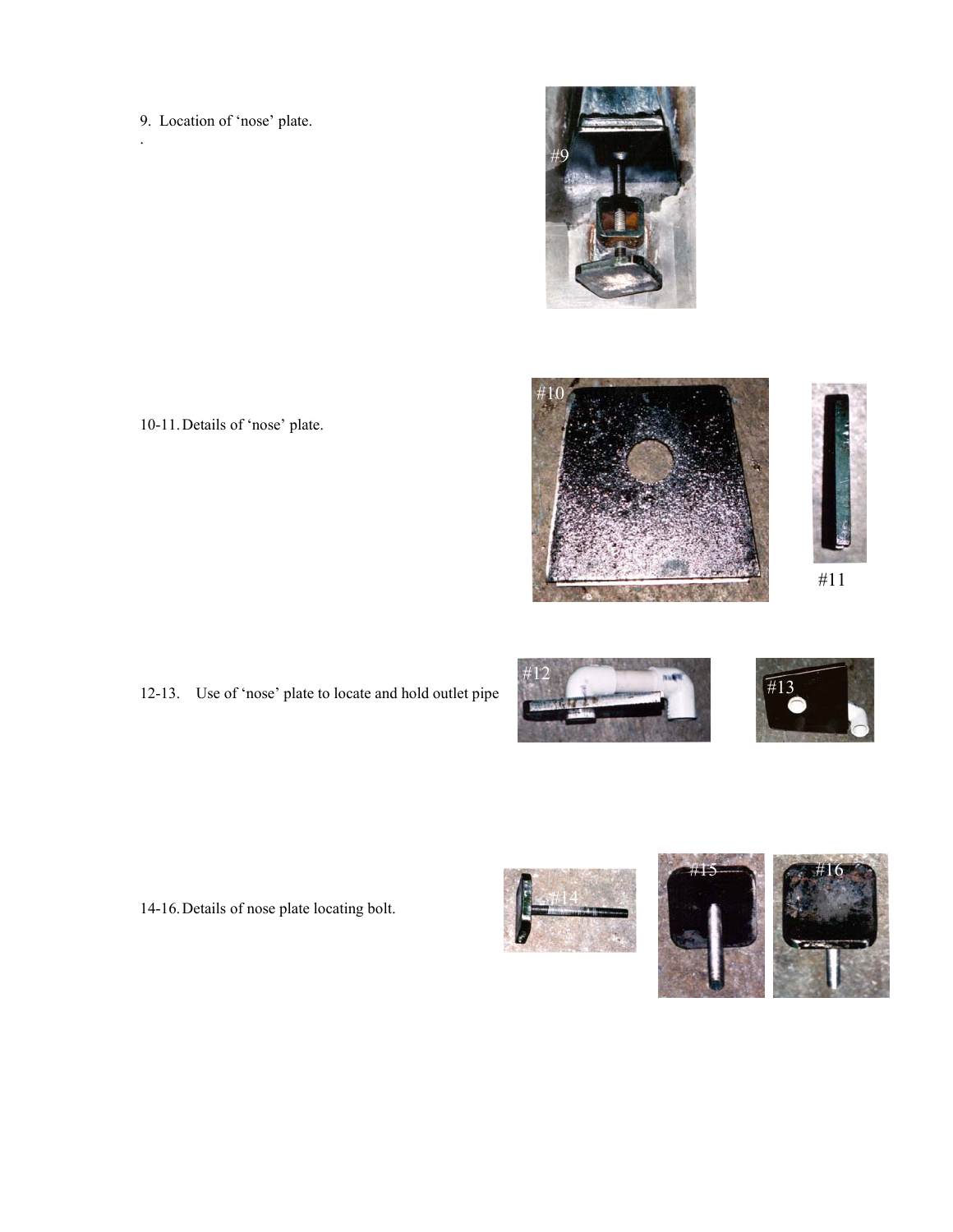9. Location of 'nose' plate.

.

10-11. Details of 'nose' plate.

12-13. Use of 'nose' plate to locate and hold outlet pipe

14-16. Details of nose plate locating bolt.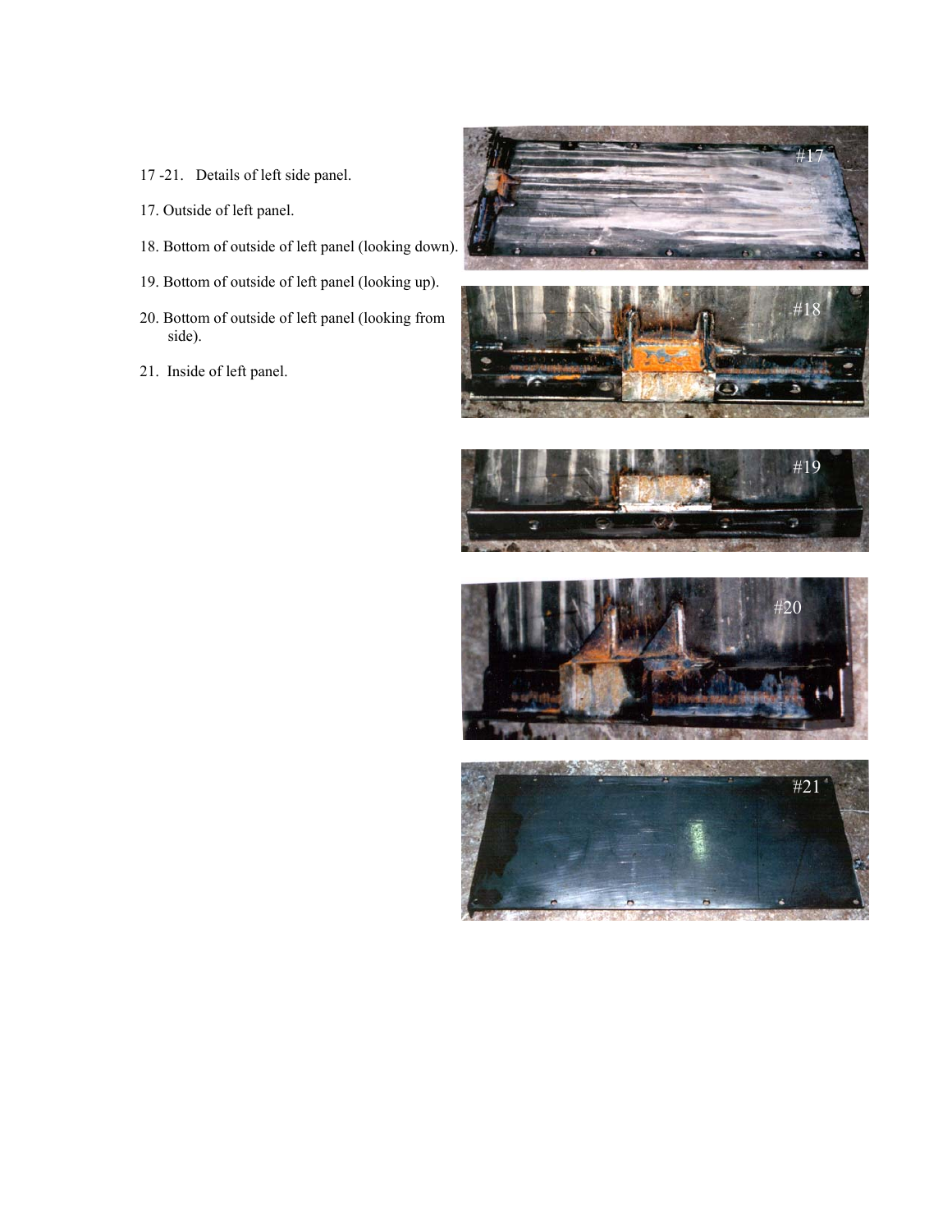17 -21. Details of left side panel.

17. Outside of left panel.

18. Bottom of outside of left panel (looking down).

19. Bottom of outside of left panel (looking up).

20. Bottom of outside of left panel (looking from side).

21. Inside of left panel.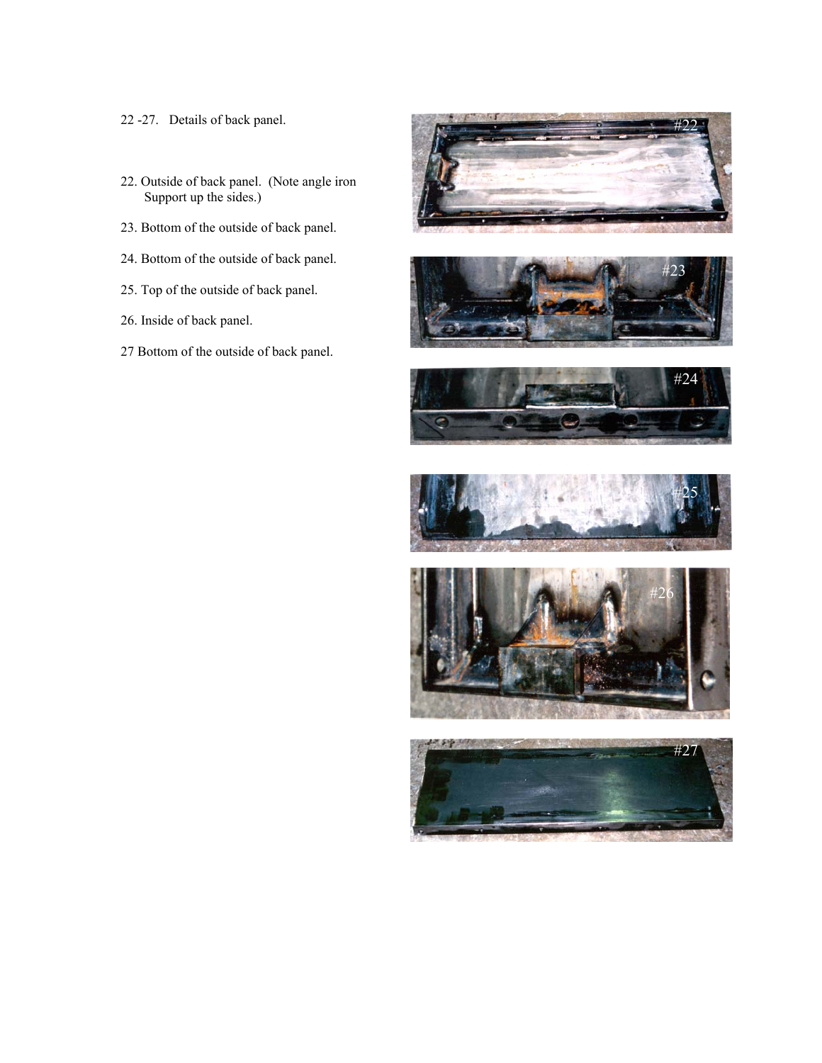22 -27. Details of back panel.

22. Outside of back panel. (Note angle iron Support up the sides.)

23. Bottom of the outside of back panel.

24. Bottom of the outside of back panel.

25. Top of the outside of back panel.

26. Inside of back panel.

27 Bottom of the outside of back panel.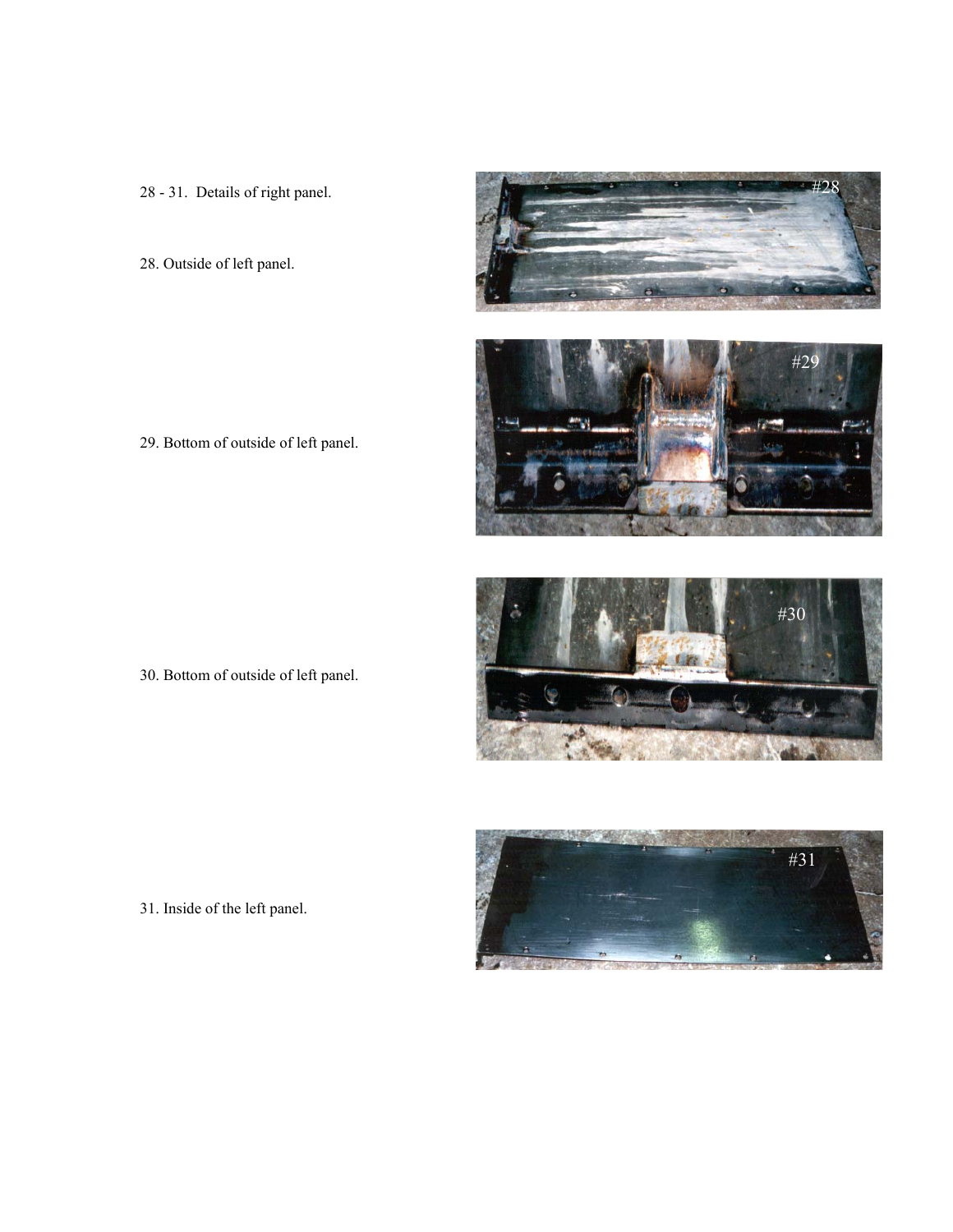28 - 31. Details of right panel.

28. Outside of left panel.

29. Bottom of outside of left panel.

30. Bottom of outside of left panel.

31. Inside of the left panel.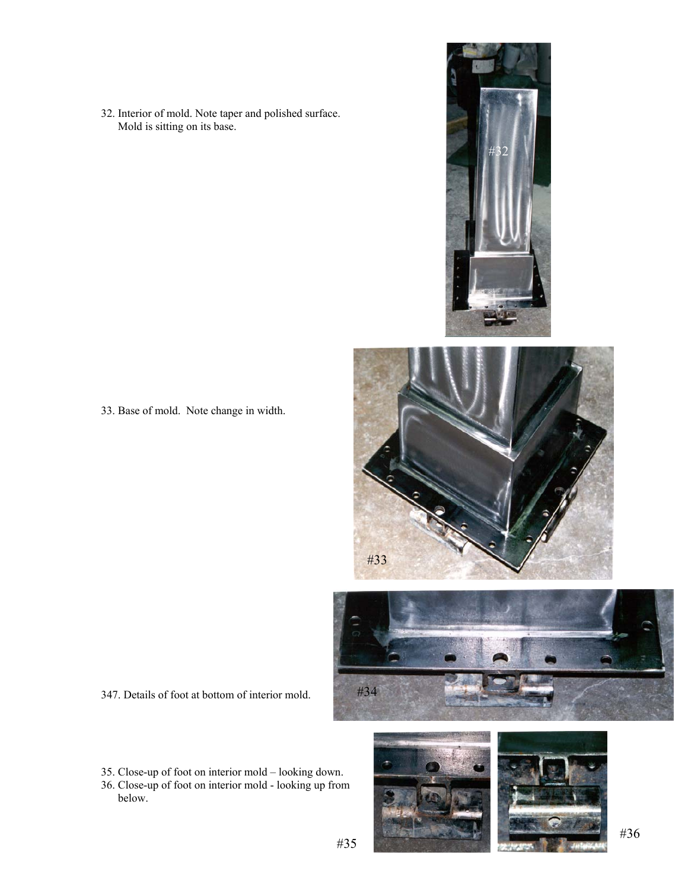32. Interior of mold. Note taper and polished surface. Mold is sitting on its base.

#32

33. Base of mold. Note change in width.

#33

347. Details of foot at bottom of interior mold.

#34

35. Close-up of foot on interior mold – looking down.
36. Close-up of foot on interior mold - looking up from below.

#35

#36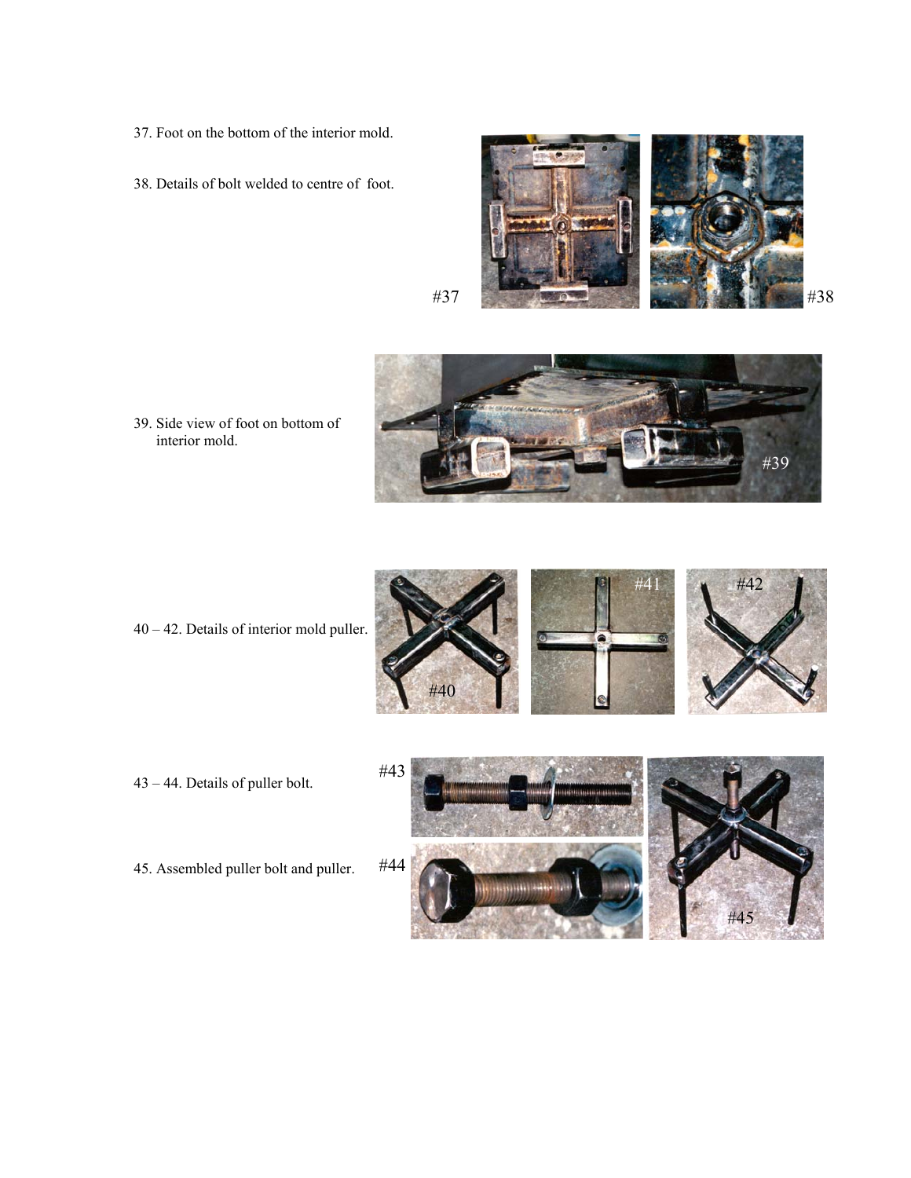37. Foot on the bottom of the interior mold.

38. Details of bolt welded to centre of foot.

#37 #38

39. Side view of foot on bottom of interior mold.

#39

40 – 42. Details of interior mold puller.

#40 #41 #42

43 – 44. Details of puller bolt.

#43

45. Assembled puller bolt and puller.

#44 #45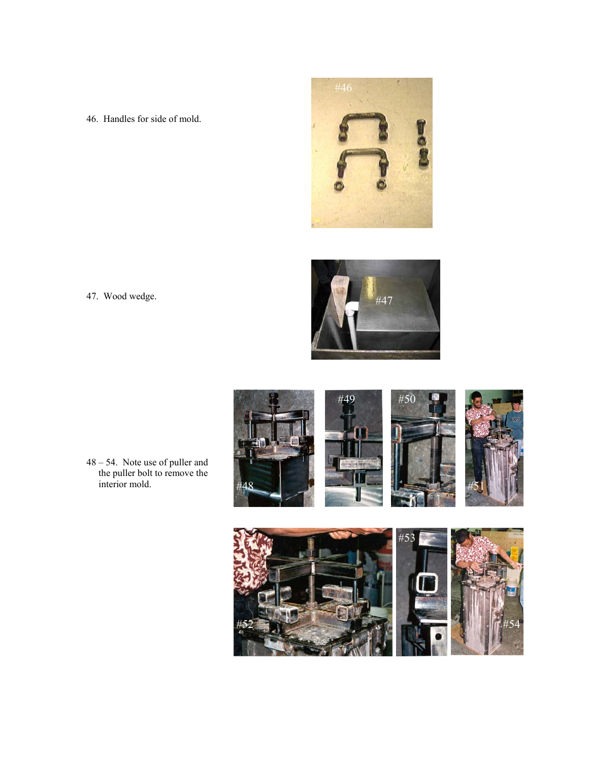46. Handles for side of mold.

47. Wood wedge.

48 – 54. Note use of puller and the puller bolt to remove the interior mold.